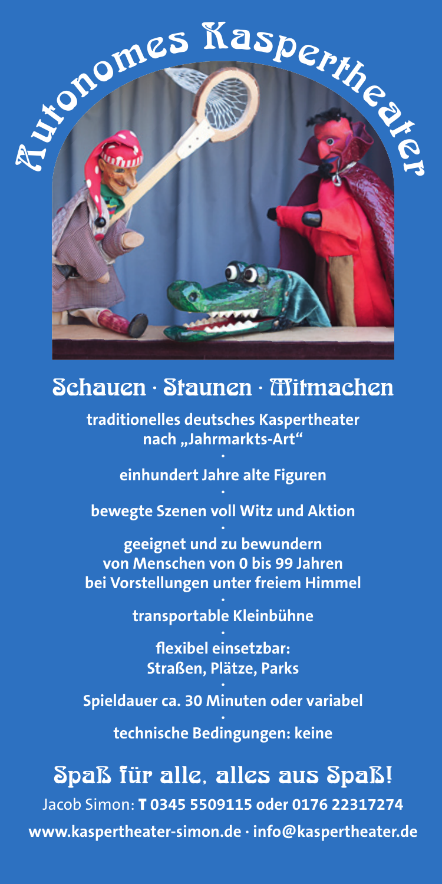# Autonomes Kaspertheater

## Schauen · Staunen · Mitmachen

**traditionelles deutsches Kaspertheater nach „Jahrmarkts-Art“**

•

**einhundert Jahre alte Figuren**

•

**bewegte Szenen voll Witz und Aktion**

•

**geeignet und zu bewundern von Menschen von 0 bis 99 Jahren bei Vorstellungen unter freiem Himmel**

•

**transportable Kleinbühne**

•

**flexibel einsetzbar: Straßen, Plätze, Parks**

•

**Spieldauer ca. 30 Minuten oder variabel**

•

**technische Bedingungen: keine**

## Spaß für alle, alles aus Spaß!

Jacob Simon: **T 0345 5509115 oder 0176 22317274**

**www.kaspertheater-simon.de · info@kaspertheater.de**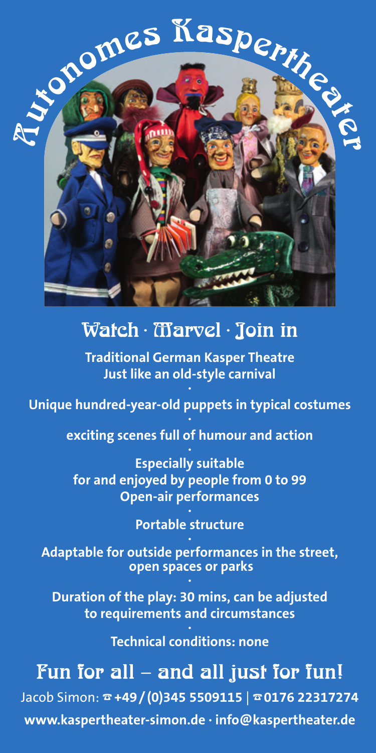# Autonomes Kaspertheater

## Watch · Marvel · Join in

**Traditional German Kasper Theatre**
**Just like an old-style carnival**

•

**Unique hundred-year-old puppets in typical costumes**

•

**exciting scenes full of humour and action**

•

**Especially suitable for and enjoyed by people from 0 to 99**
**Open-air performances**

•

**Portable structure**

•

**Adaptable for outside performances in the street, open spaces or parks**

•

**Duration of the play: 30 mins, can be adjusted to requirements and circumstances**

•

**Technical conditions: none**

## Fun for all – and all just for fun!

Jacob Simon: ☎ **+49 / (0)345 5509115** | ☎ **0176 22317274**

**www.kaspertheater-simon.de · info@kaspertheater.de**